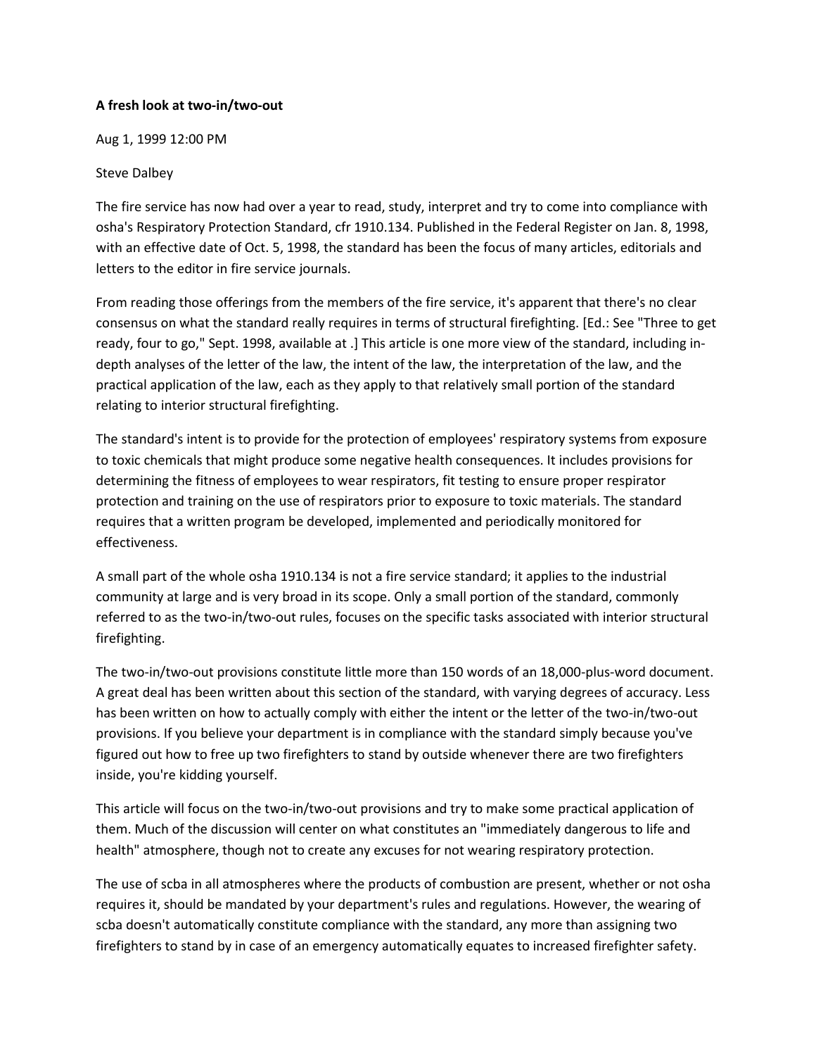**A fresh look at two-in/two-out**

Aug 1, 1999 12:00 PM

Steve Dalbey

The fire service has now had over a year to read, study, interpret and try to come into compliance with osha's Respiratory Protection Standard, cfr 1910.134. Published in the Federal Register on Jan. 8, 1998, with an effective date of Oct. 5, 1998, the standard has been the focus of many articles, editorials and letters to the editor in fire service journals.

From reading those offerings from the members of the fire service, it's apparent that there's no clear consensus on what the standard really requires in terms of structural firefighting. [Ed.: See "Three to get ready, four to go," Sept. 1998, available at .] This article is one more view of the standard, including in-depth analyses of the letter of the law, the intent of the law, the interpretation of the law, and the practical application of the law, each as they apply to that relatively small portion of the standard relating to interior structural firefighting.

The standard's intent is to provide for the protection of employees' respiratory systems from exposure to toxic chemicals that might produce some negative health consequences. It includes provisions for determining the fitness of employees to wear respirators, fit testing to ensure proper respirator protection and training on the use of respirators prior to exposure to toxic materials. The standard requires that a written program be developed, implemented and periodically monitored for effectiveness.

A small part of the whole osha 1910.134 is not a fire service standard; it applies to the industrial community at large and is very broad in its scope. Only a small portion of the standard, commonly referred to as the two-in/two-out rules, focuses on the specific tasks associated with interior structural firefighting.

The two-in/two-out provisions constitute little more than 150 words of an 18,000-plus-word document. A great deal has been written about this section of the standard, with varying degrees of accuracy. Less has been written on how to actually comply with either the intent or the letter of the two-in/two-out provisions. If you believe your department is in compliance with the standard simply because you've figured out how to free up two firefighters to stand by outside whenever there are two firefighters inside, you're kidding yourself.

This article will focus on the two-in/two-out provisions and try to make some practical application of them. Much of the discussion will center on what constitutes an "immediately dangerous to life and health" atmosphere, though not to create any excuses for not wearing respiratory protection.

The use of scba in all atmospheres where the products of combustion are present, whether or not osha requires it, should be mandated by your department's rules and regulations. However, the wearing of scba doesn't automatically constitute compliance with the standard, any more than assigning two firefighters to stand by in case of an emergency automatically equates to increased firefighter safety.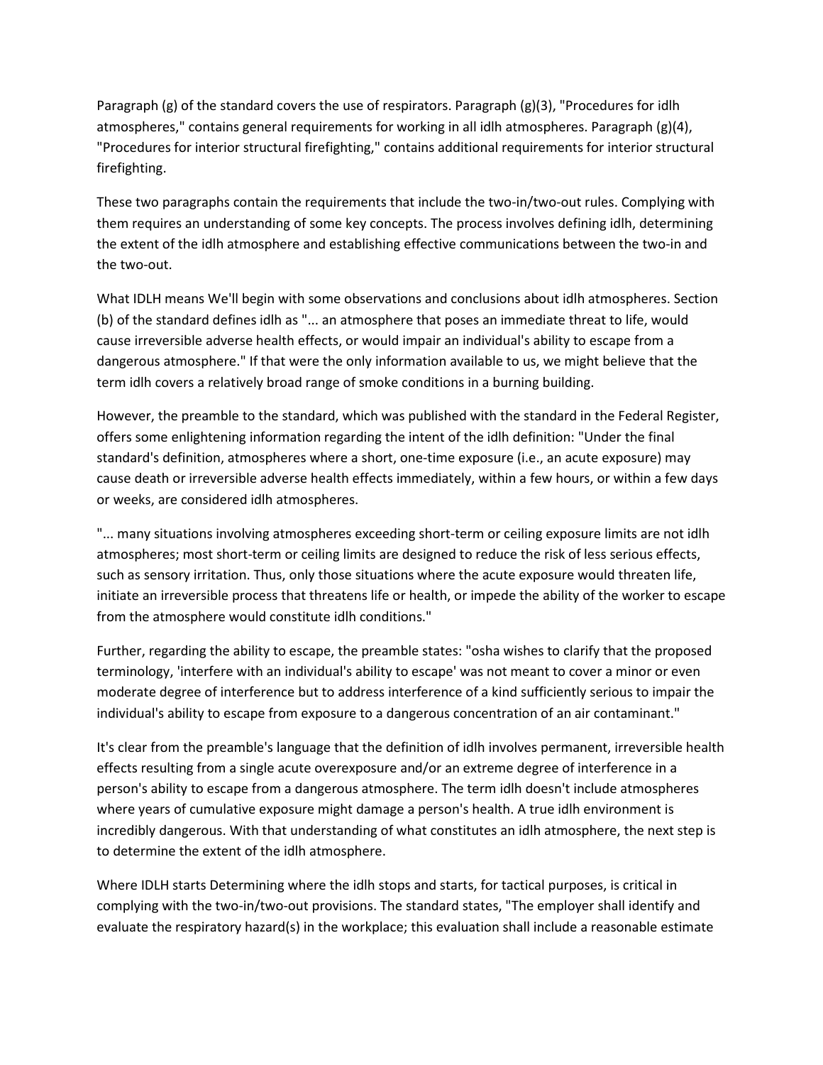Paragraph (g) of the standard covers the use of respirators. Paragraph (g)(3), "Procedures for idlh atmospheres," contains general requirements for working in all idlh atmospheres. Paragraph (g)(4), "Procedures for interior structural firefighting," contains additional requirements for interior structural firefighting.

These two paragraphs contain the requirements that include the two-in/two-out rules. Complying with them requires an understanding of some key concepts. The process involves defining idlh, determining the extent of the idlh atmosphere and establishing effective communications between the two-in and the two-out.

What IDLH means We'll begin with some observations and conclusions about idlh atmospheres. Section (b) of the standard defines idlh as "... an atmosphere that poses an immediate threat to life, would cause irreversible adverse health effects, or would impair an individual's ability to escape from a dangerous atmosphere." If that were the only information available to us, we might believe that the term idlh covers a relatively broad range of smoke conditions in a burning building.

However, the preamble to the standard, which was published with the standard in the Federal Register, offers some enlightening information regarding the intent of the idlh definition: "Under the final standard's definition, atmospheres where a short, one-time exposure (i.e., an acute exposure) may cause death or irreversible adverse health effects immediately, within a few hours, or within a few days or weeks, are considered idlh atmospheres.

"... many situations involving atmospheres exceeding short-term or ceiling exposure limits are not idlh atmospheres; most short-term or ceiling limits are designed to reduce the risk of less serious effects, such as sensory irritation. Thus, only those situations where the acute exposure would threaten life, initiate an irreversible process that threatens life or health, or impede the ability of the worker to escape from the atmosphere would constitute idlh conditions."

Further, regarding the ability to escape, the preamble states: "osha wishes to clarify that the proposed terminology, 'interfere with an individual's ability to escape' was not meant to cover a minor or even moderate degree of interference but to address interference of a kind sufficiently serious to impair the individual's ability to escape from exposure to a dangerous concentration of an air contaminant."

It's clear from the preamble's language that the definition of idlh involves permanent, irreversible health effects resulting from a single acute overexposure and/or an extreme degree of interference in a person's ability to escape from a dangerous atmosphere. The term idlh doesn't include atmospheres where years of cumulative exposure might damage a person's health. A true idlh environment is incredibly dangerous. With that understanding of what constitutes an idlh atmosphere, the next step is to determine the extent of the idlh atmosphere.

Where IDLH starts Determining where the idlh stops and starts, for tactical purposes, is critical in complying with the two-in/two-out provisions. The standard states, "The employer shall identify and evaluate the respiratory hazard(s) in the workplace; this evaluation shall include a reasonable estimate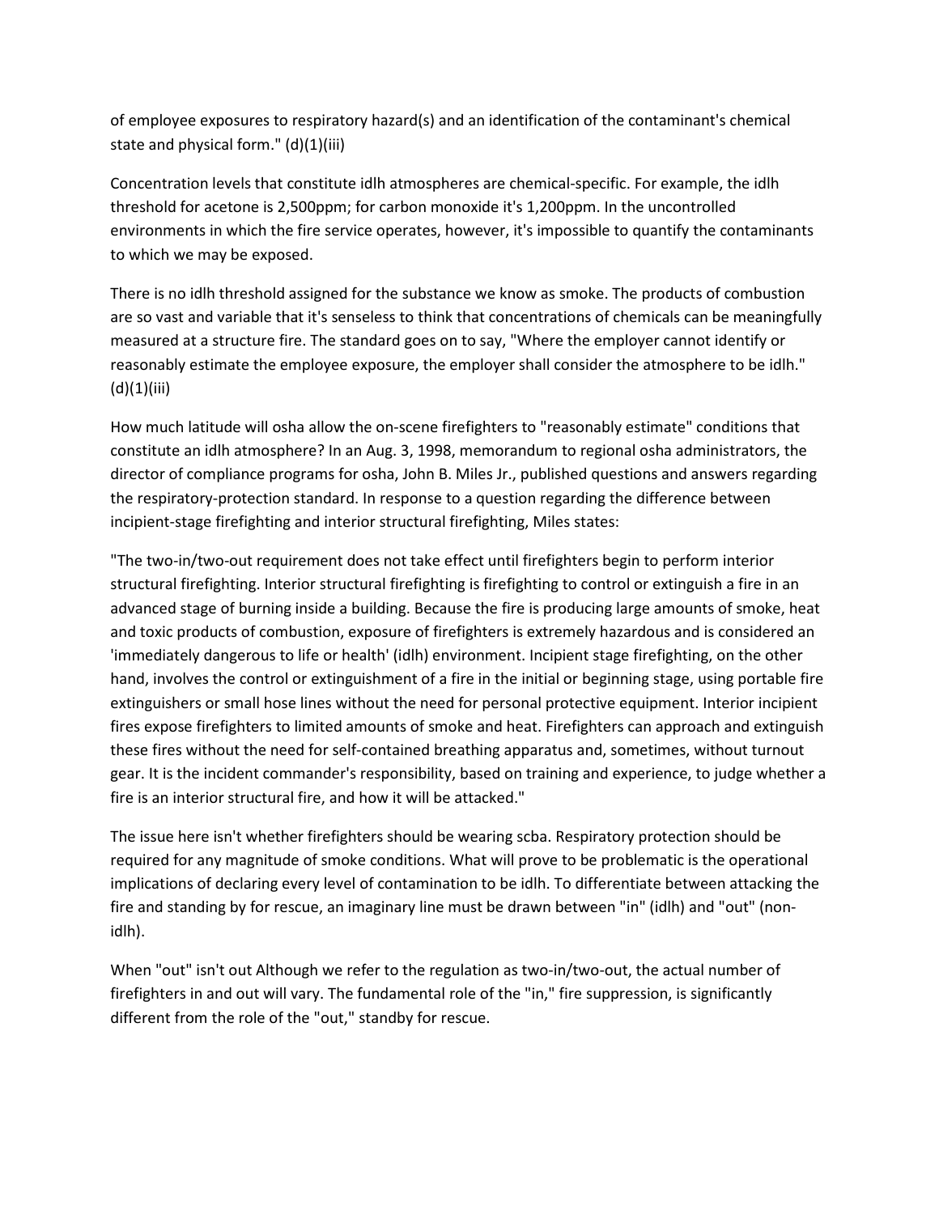of employee exposures to respiratory hazard(s) and an identification of the contaminant's chemical state and physical form." (d)(1)(iii)

Concentration levels that constitute idlh atmospheres are chemical-specific. For example, the idlh threshold for acetone is 2,500ppm; for carbon monoxide it's 1,200ppm. In the uncontrolled environments in which the fire service operates, however, it's impossible to quantify the contaminants to which we may be exposed.

There is no idlh threshold assigned for the substance we know as smoke. The products of combustion are so vast and variable that it's senseless to think that concentrations of chemicals can be meaningfully measured at a structure fire. The standard goes on to say, "Where the employer cannot identify or reasonably estimate the employee exposure, the employer shall consider the atmosphere to be idlh." (d)(1)(iii)

How much latitude will osha allow the on-scene firefighters to "reasonably estimate" conditions that constitute an idlh atmosphere? In an Aug. 3, 1998, memorandum to regional osha administrators, the director of compliance programs for osha, John B. Miles Jr., published questions and answers regarding the respiratory-protection standard. In response to a question regarding the difference between incipient-stage firefighting and interior structural firefighting, Miles states:

"The two-in/two-out requirement does not take effect until firefighters begin to perform interior structural firefighting. Interior structural firefighting is firefighting to control or extinguish a fire in an advanced stage of burning inside a building. Because the fire is producing large amounts of smoke, heat and toxic products of combustion, exposure of firefighters is extremely hazardous and is considered an 'immediately dangerous to life or health' (idlh) environment. Incipient stage firefighting, on the other hand, involves the control or extinguishment of a fire in the initial or beginning stage, using portable fire extinguishers or small hose lines without the need for personal protective equipment. Interior incipient fires expose firefighters to limited amounts of smoke and heat. Firefighters can approach and extinguish these fires without the need for self-contained breathing apparatus and, sometimes, without turnout gear. It is the incident commander's responsibility, based on training and experience, to judge whether a fire is an interior structural fire, and how it will be attacked."

The issue here isn't whether firefighters should be wearing scba. Respiratory protection should be required for any magnitude of smoke conditions. What will prove to be problematic is the operational implications of declaring every level of contamination to be idlh. To differentiate between attacking the fire and standing by for rescue, an imaginary line must be drawn between "in" (idlh) and "out" (non-idlh).

When "out" isn't out Although we refer to the regulation as two-in/two-out, the actual number of firefighters in and out will vary. The fundamental role of the "in," fire suppression, is significantly different from the role of the "out," standby for rescue.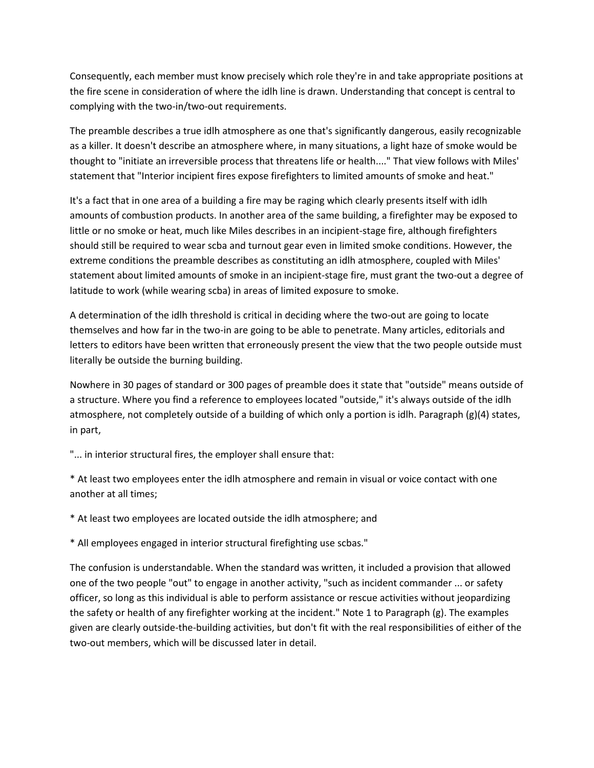Consequently, each member must know precisely which role they're in and take appropriate positions at the fire scene in consideration of where the idlh line is drawn. Understanding that concept is central to complying with the two-in/two-out requirements.

The preamble describes a true idlh atmosphere as one that's significantly dangerous, easily recognizable as a killer. It doesn't describe an atmosphere where, in many situations, a light haze of smoke would be thought to "initiate an irreversible process that threatens life or health...." That view follows with Miles' statement that "Interior incipient fires expose firefighters to limited amounts of smoke and heat."

It's a fact that in one area of a building a fire may be raging which clearly presents itself with idlh amounts of combustion products. In another area of the same building, a firefighter may be exposed to little or no smoke or heat, much like Miles describes in an incipient-stage fire, although firefighters should still be required to wear scba and turnout gear even in limited smoke conditions. However, the extreme conditions the preamble describes as constituting an idlh atmosphere, coupled with Miles' statement about limited amounts of smoke in an incipient-stage fire, must grant the two-out a degree of latitude to work (while wearing scba) in areas of limited exposure to smoke.

A determination of the idlh threshold is critical in deciding where the two-out are going to locate themselves and how far in the two-in are going to be able to penetrate. Many articles, editorials and letters to editors have been written that erroneously present the view that the two people outside must literally be outside the burning building.

Nowhere in 30 pages of standard or 300 pages of preamble does it state that "outside" means outside of a structure. Where you find a reference to employees located "outside," it's always outside of the idlh atmosphere, not completely outside of a building of which only a portion is idlh. Paragraph (g)(4) states, in part,

"... in interior structural fires, the employer shall ensure that:

* At least two employees enter the idlh atmosphere and remain in visual or voice contact with one another at all times;

* At least two employees are located outside the idlh atmosphere; and

* All employees engaged in interior structural firefighting use scbas."

The confusion is understandable. When the standard was written, it included a provision that allowed one of the two people "out" to engage in another activity, "such as incident commander ... or safety officer, so long as this individual is able to perform assistance or rescue activities without jeopardizing the safety or health of any firefighter working at the incident." Note 1 to Paragraph (g). The examples given are clearly outside-the-building activities, but don't fit with the real responsibilities of either of the two-out members, which will be discussed later in detail.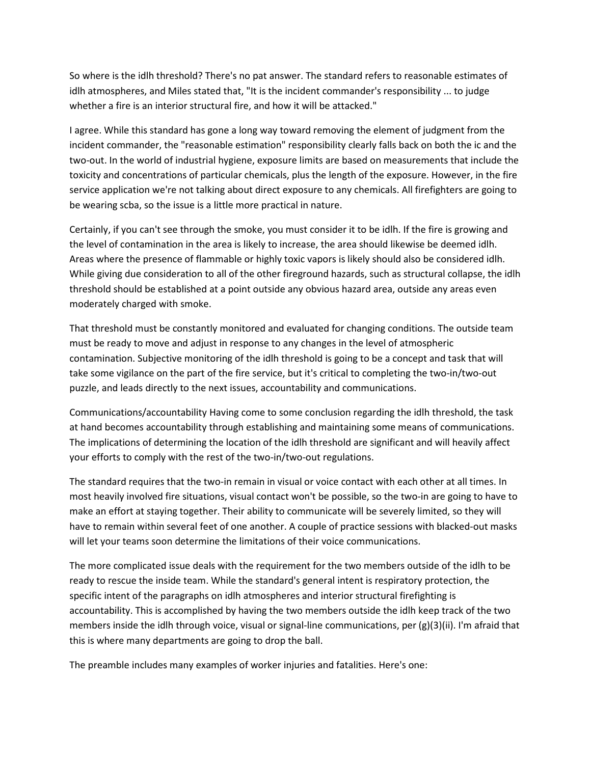So where is the idlh threshold? There's no pat answer. The standard refers to reasonable estimates of idlh atmospheres, and Miles stated that, "It is the incident commander's responsibility ... to judge whether a fire is an interior structural fire, and how it will be attacked."

I agree. While this standard has gone a long way toward removing the element of judgment from the incident commander, the "reasonable estimation" responsibility clearly falls back on both the ic and the two-out. In the world of industrial hygiene, exposure limits are based on measurements that include the toxicity and concentrations of particular chemicals, plus the length of the exposure. However, in the fire service application we're not talking about direct exposure to any chemicals. All firefighters are going to be wearing scba, so the issue is a little more practical in nature.

Certainly, if you can't see through the smoke, you must consider it to be idlh. If the fire is growing and the level of contamination in the area is likely to increase, the area should likewise be deemed idlh. Areas where the presence of flammable or highly toxic vapors is likely should also be considered idlh. While giving due consideration to all of the other fireground hazards, such as structural collapse, the idlh threshold should be established at a point outside any obvious hazard area, outside any areas even moderately charged with smoke.

That threshold must be constantly monitored and evaluated for changing conditions. The outside team must be ready to move and adjust in response to any changes in the level of atmospheric contamination. Subjective monitoring of the idlh threshold is going to be a concept and task that will take some vigilance on the part of the fire service, but it's critical to completing the two-in/two-out puzzle, and leads directly to the next issues, accountability and communications.

Communications/accountability Having come to some conclusion regarding the idlh threshold, the task at hand becomes accountability through establishing and maintaining some means of communications. The implications of determining the location of the idlh threshold are significant and will heavily affect your efforts to comply with the rest of the two-in/two-out regulations.

The standard requires that the two-in remain in visual or voice contact with each other at all times. In most heavily involved fire situations, visual contact won't be possible, so the two-in are going to have to make an effort at staying together. Their ability to communicate will be severely limited, so they will have to remain within several feet of one another. A couple of practice sessions with blacked-out masks will let your teams soon determine the limitations of their voice communications.

The more complicated issue deals with the requirement for the two members outside of the idlh to be ready to rescue the inside team. While the standard's general intent is respiratory protection, the specific intent of the paragraphs on idlh atmospheres and interior structural firefighting is accountability. This is accomplished by having the two members outside the idlh keep track of the two members inside the idlh through voice, visual or signal-line communications, per (g)(3)(ii). I'm afraid that this is where many departments are going to drop the ball.

The preamble includes many examples of worker injuries and fatalities. Here's one: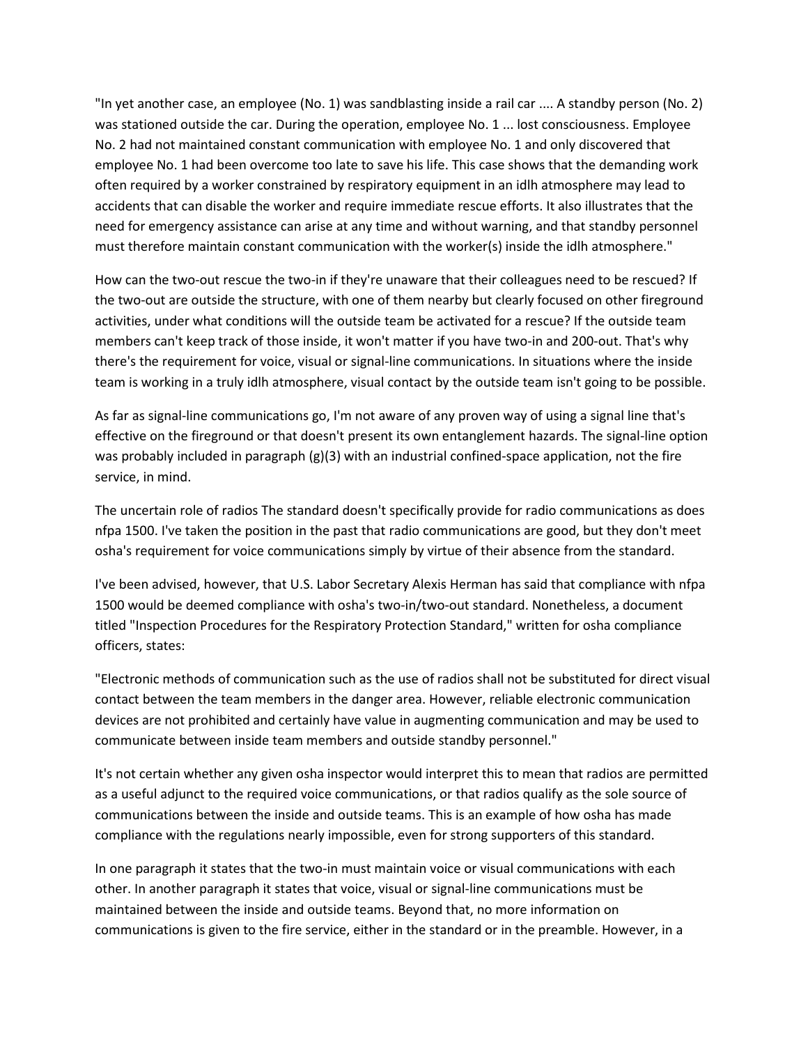"In yet another case, an employee (No. 1) was sandblasting inside a rail car .... A standby person (No. 2) was stationed outside the car. During the operation, employee No. 1 ... lost consciousness. Employee No. 2 had not maintained constant communication with employee No. 1 and only discovered that employee No. 1 had been overcome too late to save his life. This case shows that the demanding work often required by a worker constrained by respiratory equipment in an idlh atmosphere may lead to accidents that can disable the worker and require immediate rescue efforts. It also illustrates that the need for emergency assistance can arise at any time and without warning, and that standby personnel must therefore maintain constant communication with the worker(s) inside the idlh atmosphere."

How can the two-out rescue the two-in if they're unaware that their colleagues need to be rescued? If the two-out are outside the structure, with one of them nearby but clearly focused on other fireground activities, under what conditions will the outside team be activated for a rescue? If the outside team members can't keep track of those inside, it won't matter if you have two-in and 200-out. That's why there's the requirement for voice, visual or signal-line communications. In situations where the inside team is working in a truly idlh atmosphere, visual contact by the outside team isn't going to be possible.

As far as signal-line communications go, I'm not aware of any proven way of using a signal line that's effective on the fireground or that doesn't present its own entanglement hazards. The signal-line option was probably included in paragraph (g)(3) with an industrial confined-space application, not the fire service, in mind.

The uncertain role of radios The standard doesn't specifically provide for radio communications as does nfpa 1500. I've taken the position in the past that radio communications are good, but they don't meet osha's requirement for voice communications simply by virtue of their absence from the standard.

I've been advised, however, that U.S. Labor Secretary Alexis Herman has said that compliance with nfpa 1500 would be deemed compliance with osha's two-in/two-out standard. Nonetheless, a document titled "Inspection Procedures for the Respiratory Protection Standard," written for osha compliance officers, states:

"Electronic methods of communication such as the use of radios shall not be substituted for direct visual contact between the team members in the danger area. However, reliable electronic communication devices are not prohibited and certainly have value in augmenting communication and may be used to communicate between inside team members and outside standby personnel."

It's not certain whether any given osha inspector would interpret this to mean that radios are permitted as a useful adjunct to the required voice communications, or that radios qualify as the sole source of communications between the inside and outside teams. This is an example of how osha has made compliance with the regulations nearly impossible, even for strong supporters of this standard.

In one paragraph it states that the two-in must maintain voice or visual communications with each other. In another paragraph it states that voice, visual or signal-line communications must be maintained between the inside and outside teams. Beyond that, no more information on communications is given to the fire service, either in the standard or in the preamble. However, in a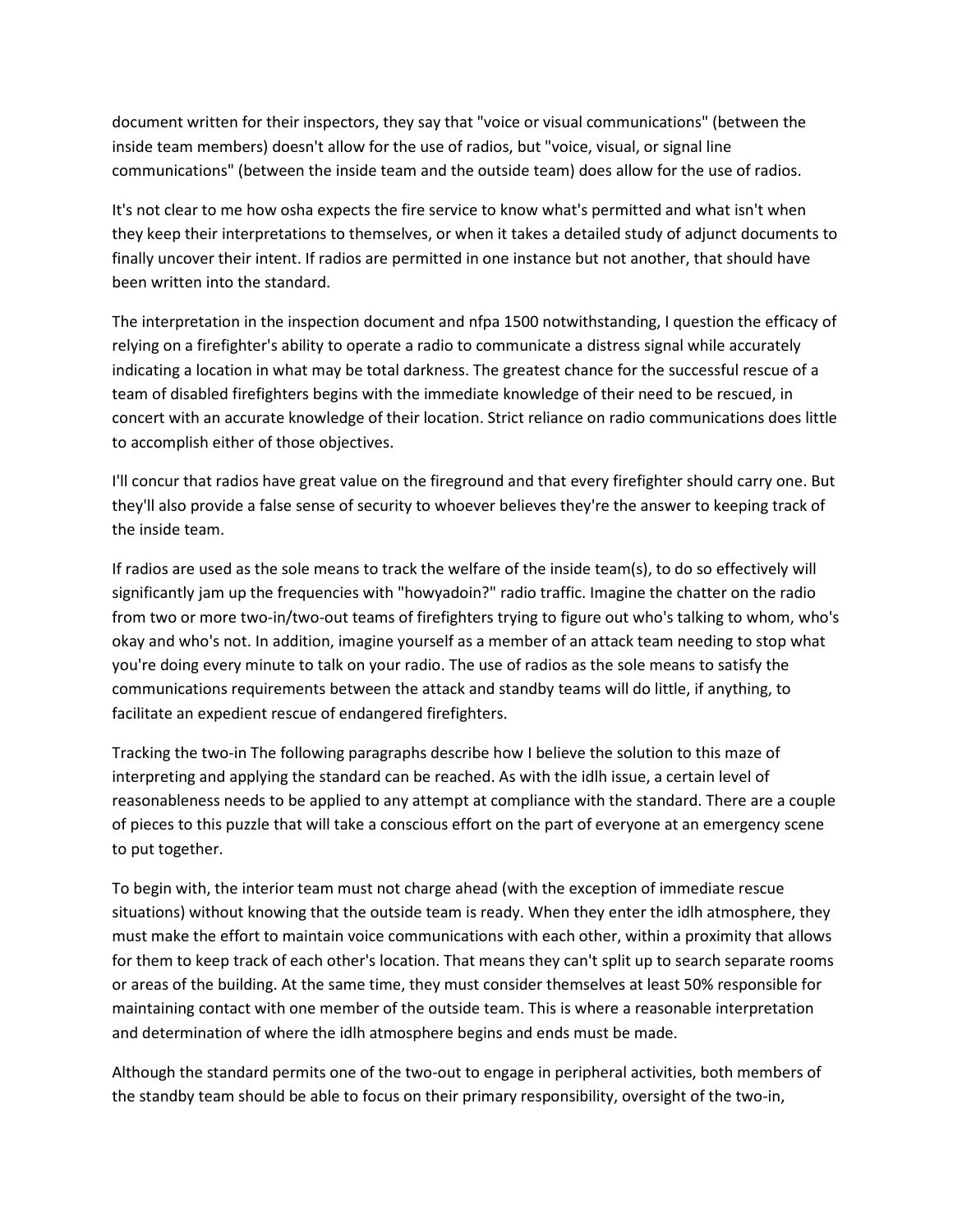document written for their inspectors, they say that "voice or visual communications" (between the inside team members) doesn't allow for the use of radios, but "voice, visual, or signal line communications" (between the inside team and the outside team) does allow for the use of radios.

It's not clear to me how osha expects the fire service to know what's permitted and what isn't when they keep their interpretations to themselves, or when it takes a detailed study of adjunct documents to finally uncover their intent. If radios are permitted in one instance but not another, that should have been written into the standard.

The interpretation in the inspection document and nfpa 1500 notwithstanding, I question the efficacy of relying on a firefighter's ability to operate a radio to communicate a distress signal while accurately indicating a location in what may be total darkness. The greatest chance for the successful rescue of a team of disabled firefighters begins with the immediate knowledge of their need to be rescued, in concert with an accurate knowledge of their location. Strict reliance on radio communications does little to accomplish either of those objectives.

I'll concur that radios have great value on the fireground and that every firefighter should carry one. But they'll also provide a false sense of security to whoever believes they're the answer to keeping track of the inside team.

If radios are used as the sole means to track the welfare of the inside team(s), to do so effectively will significantly jam up the frequencies with "howyadoin?" radio traffic. Imagine the chatter on the radio from two or more two-in/two-out teams of firefighters trying to figure out who's talking to whom, who's okay and who's not. In addition, imagine yourself as a member of an attack team needing to stop what you're doing every minute to talk on your radio. The use of radios as the sole means to satisfy the communications requirements between the attack and standby teams will do little, if anything, to facilitate an expedient rescue of endangered firefighters.

Tracking the two-in The following paragraphs describe how I believe the solution to this maze of interpreting and applying the standard can be reached. As with the idlh issue, a certain level of reasonableness needs to be applied to any attempt at compliance with the standard. There are a couple of pieces to this puzzle that will take a conscious effort on the part of everyone at an emergency scene to put together.

To begin with, the interior team must not charge ahead (with the exception of immediate rescue situations) without knowing that the outside team is ready. When they enter the idlh atmosphere, they must make the effort to maintain voice communications with each other, within a proximity that allows for them to keep track of each other's location. That means they can't split up to search separate rooms or areas of the building. At the same time, they must consider themselves at least 50% responsible for maintaining contact with one member of the outside team. This is where a reasonable interpretation and determination of where the idlh atmosphere begins and ends must be made.

Although the standard permits one of the two-out to engage in peripheral activities, both members of the standby team should be able to focus on their primary responsibility, oversight of the two-in,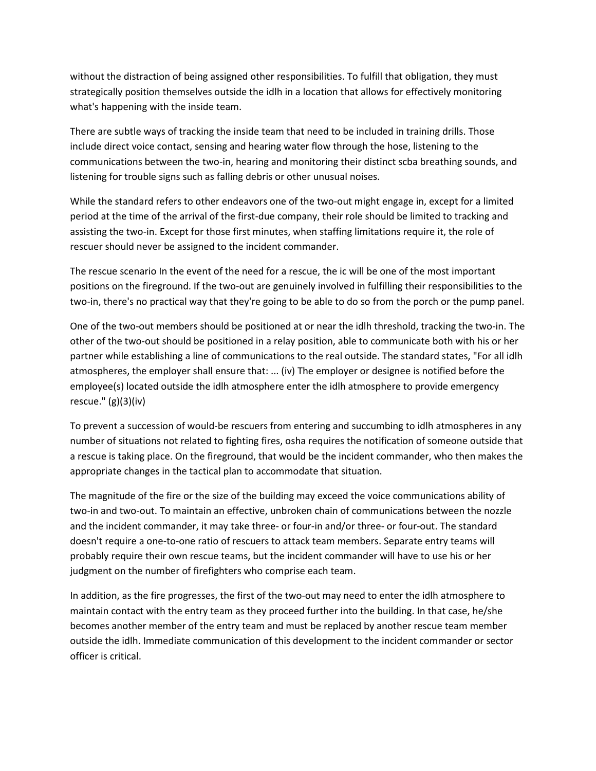without the distraction of being assigned other responsibilities. To fulfill that obligation, they must strategically position themselves outside the idlh in a location that allows for effectively monitoring what's happening with the inside team.

There are subtle ways of tracking the inside team that need to be included in training drills. Those include direct voice contact, sensing and hearing water flow through the hose, listening to the communications between the two-in, hearing and monitoring their distinct scba breathing sounds, and listening for trouble signs such as falling debris or other unusual noises.

While the standard refers to other endeavors one of the two-out might engage in, except for a limited period at the time of the arrival of the first-due company, their role should be limited to tracking and assisting the two-in. Except for those first minutes, when staffing limitations require it, the role of rescuer should never be assigned to the incident commander.

The rescue scenario In the event of the need for a rescue, the ic will be one of the most important positions on the fireground. If the two-out are genuinely involved in fulfilling their responsibilities to the two-in, there's no practical way that they're going to be able to do so from the porch or the pump panel.

One of the two-out members should be positioned at or near the idlh threshold, tracking the two-in. The other of the two-out should be positioned in a relay position, able to communicate both with his or her partner while establishing a line of communications to the real outside. The standard states, "For all idlh atmospheres, the employer shall ensure that: ... (iv) The employer or designee is notified before the employee(s) located outside the idlh atmosphere enter the idlh atmosphere to provide emergency rescue." (g)(3)(iv)

To prevent a succession of would-be rescuers from entering and succumbing to idlh atmospheres in any number of situations not related to fighting fires, osha requires the notification of someone outside that a rescue is taking place. On the fireground, that would be the incident commander, who then makes the appropriate changes in the tactical plan to accommodate that situation.

The magnitude of the fire or the size of the building may exceed the voice communications ability of two-in and two-out. To maintain an effective, unbroken chain of communications between the nozzle and the incident commander, it may take three- or four-in and/or three- or four-out. The standard doesn't require a one-to-one ratio of rescuers to attack team members. Separate entry teams will probably require their own rescue teams, but the incident commander will have to use his or her judgment on the number of firefighters who comprise each team.

In addition, as the fire progresses, the first of the two-out may need to enter the idlh atmosphere to maintain contact with the entry team as they proceed further into the building. In that case, he/she becomes another member of the entry team and must be replaced by another rescue team member outside the idlh. Immediate communication of this development to the incident commander or sector officer is critical.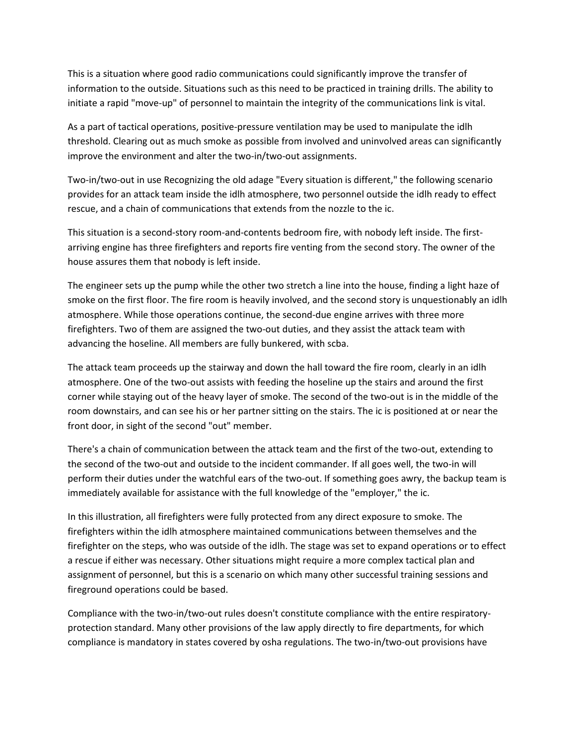This is a situation where good radio communications could significantly improve the transfer of information to the outside. Situations such as this need to be practiced in training drills. The ability to initiate a rapid "move-up" of personnel to maintain the integrity of the communications link is vital.

As a part of tactical operations, positive-pressure ventilation may be used to manipulate the idlh threshold. Clearing out as much smoke as possible from involved and uninvolved areas can significantly improve the environment and alter the two-in/two-out assignments.

Two-in/two-out in use Recognizing the old adage "Every situation is different," the following scenario provides for an attack team inside the idlh atmosphere, two personnel outside the idlh ready to effect rescue, and a chain of communications that extends from the nozzle to the ic.

This situation is a second-story room-and-contents bedroom fire, with nobody left inside. The first-arriving engine has three firefighters and reports fire venting from the second story. The owner of the house assures them that nobody is left inside.

The engineer sets up the pump while the other two stretch a line into the house, finding a light haze of smoke on the first floor. The fire room is heavily involved, and the second story is unquestionably an idlh atmosphere. While those operations continue, the second-due engine arrives with three more firefighters. Two of them are assigned the two-out duties, and they assist the attack team with advancing the hoseline. All members are fully bunkered, with scba.

The attack team proceeds up the stairway and down the hall toward the fire room, clearly in an idlh atmosphere. One of the two-out assists with feeding the hoseline up the stairs and around the first corner while staying out of the heavy layer of smoke. The second of the two-out is in the middle of the room downstairs, and can see his or her partner sitting on the stairs. The ic is positioned at or near the front door, in sight of the second "out" member.

There's a chain of communication between the attack team and the first of the two-out, extending to the second of the two-out and outside to the incident commander. If all goes well, the two-in will perform their duties under the watchful ears of the two-out. If something goes awry, the backup team is immediately available for assistance with the full knowledge of the "employer," the ic.

In this illustration, all firefighters were fully protected from any direct exposure to smoke. The firefighters within the idlh atmosphere maintained communications between themselves and the firefighter on the steps, who was outside of the idlh. The stage was set to expand operations or to effect a rescue if either was necessary. Other situations might require a more complex tactical plan and assignment of personnel, but this is a scenario on which many other successful training sessions and fireground operations could be based.

Compliance with the two-in/two-out rules doesn't constitute compliance with the entire respiratory-protection standard. Many other provisions of the law apply directly to fire departments, for which compliance is mandatory in states covered by osha regulations. The two-in/two-out provisions have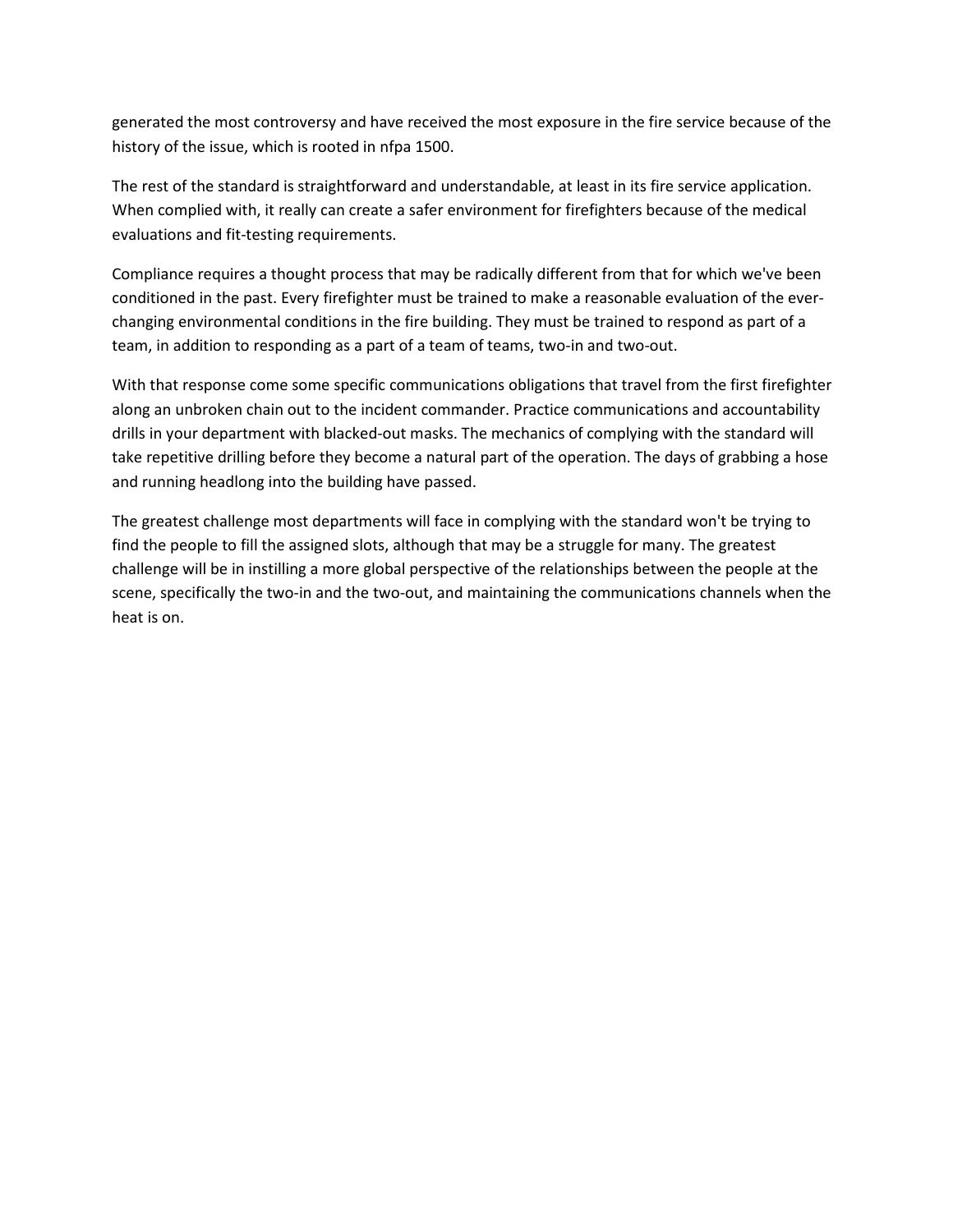generated the most controversy and have received the most exposure in the fire service because of the history of the issue, which is rooted in nfpa 1500.

The rest of the standard is straightforward and understandable, at least in its fire service application. When complied with, it really can create a safer environment for firefighters because of the medical evaluations and fit-testing requirements.

Compliance requires a thought process that may be radically different from that for which we've been conditioned in the past. Every firefighter must be trained to make a reasonable evaluation of the ever-changing environmental conditions in the fire building. They must be trained to respond as part of a team, in addition to responding as a part of a team of teams, two-in and two-out.

With that response come some specific communications obligations that travel from the first firefighter along an unbroken chain out to the incident commander. Practice communications and accountability drills in your department with blacked-out masks. The mechanics of complying with the standard will take repetitive drilling before they become a natural part of the operation. The days of grabbing a hose and running headlong into the building have passed.

The greatest challenge most departments will face in complying with the standard won't be trying to find the people to fill the assigned slots, although that may be a struggle for many. The greatest challenge will be in instilling a more global perspective of the relationships between the people at the scene, specifically the two-in and the two-out, and maintaining the communications channels when the heat is on.